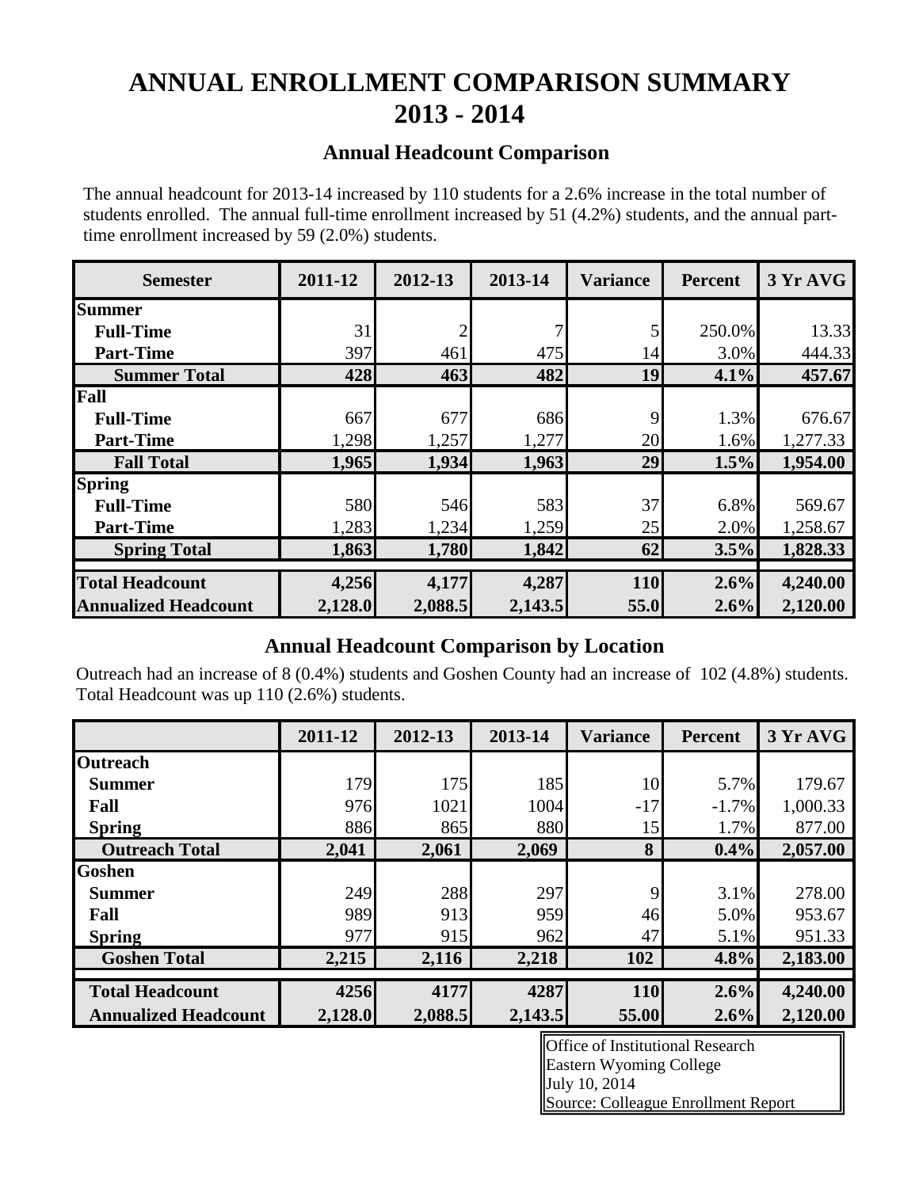# ANNUAL ENROLLMENT COMPARISON SUMMARY
# 2013 - 2014

## Annual Headcount Comparison

The annual headcount for 2013-14 increased by 110 students for a 2.6% increase in the total number of students enrolled. The annual full-time enrollment increased by 51 (4.2%) students, and the annual part-time enrollment increased by 59 (2.0%) students.

| Semester | 2011-12 | 2012-13 | 2013-14 | Variance | Percent | 3 Yr AVG |
|---|---|---|---|---|---|---|
| **Summer** | | | | | | |
| **Full-Time** | 31 | 2 | 7 | 5 | 250.0% | 13.33 |
| **Part-Time** | 397 | 461 | 475 | 14 | 3.0% | 444.33 |
| **Summer Total** | **428** | **463** | **482** | **19** | **4.1%** | **457.67** |
| **Fall** | | | | | | |
| **Full-Time** | 667 | 677 | 686 | 9 | 1.3% | 676.67 |
| **Part-Time** | 1,298 | 1,257 | 1,277 | 20 | 1.6% | 1,277.33 |
| **Fall Total** | **1,965** | **1,934** | **1,963** | **29** | **1.5%** | **1,954.00** |
| **Spring** | | | | | | |
| **Full-Time** | 580 | 546 | 583 | 37 | 6.8% | 569.67 |
| **Part-Time** | 1,283 | 1,234 | 1,259 | 25 | 2.0% | 1,258.67 |
| **Spring Total** | **1,863** | **1,780** | **1,842** | **62** | **3.5%** | **1,828.33** |
| **Total Headcount** | **4,256** | **4,177** | **4,287** | **110** | **2.6%** | **4,240.00** |
| **Annualized Headcount** | **2,128.0** | **2,088.5** | **2,143.5** | **55.0** | **2.6%** | **2,120.00** |

## Annual Headcount Comparison by Location

Outreach had an increase of 8 (0.4%) students and Goshen County had an increase of 102 (4.8%) students. Total Headcount was up 110 (2.6%) students.

| | 2011-12 | 2012-13 | 2013-14 | Variance | Percent | 3 Yr AVG |
|---|---|---|---|---|---|---|
| **Outreach** | | | | | | |
| **Summer** | 179 | 175 | 185 | 10 | 5.7% | 179.67 |
| **Fall** | 976 | 1021 | 1004 | -17 | -1.7% | 1,000.33 |
| **Spring** | 886 | 865 | 880 | 15 | 1.7% | 877.00 |
| **Outreach Total** | **2,041** | **2,061** | **2,069** | **8** | **0.4%** | **2,057.00** |
| **Goshen** | | | | | | |
| **Summer** | 249 | 288 | 297 | 9 | 3.1% | 278.00 |
| **Fall** | 989 | 913 | 959 | 46 | 5.0% | 953.67 |
| **Spring** | 977 | 915 | 962 | 47 | 5.1% | 951.33 |
| **Goshen Total** | **2,215** | **2,116** | **2,218** | **102** | **4.8%** | **2,183.00** |
| **Total Headcount** | **4256** | **4177** | **4287** | **110** | **2.6%** | **4,240.00** |
| **Annualized Headcount** | **2,128.0** | **2,088.5** | **2,143.5** | **55.00** | **2.6%** | **2,120.00** |

Office of Institutional Research
Eastern Wyoming College
July 10, 2014
Source: Colleague Enrollment Report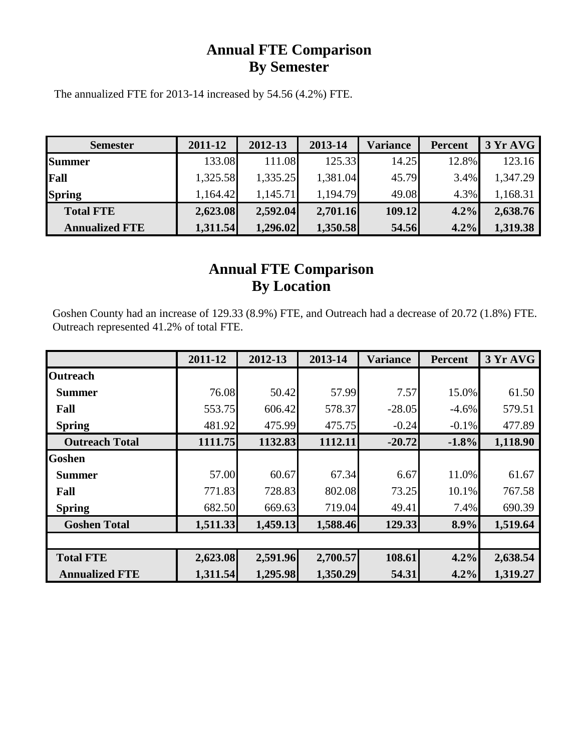# Annual FTE Comparison
# By Semester

The annualized FTE for 2013-14 increased by 54.56 (4.2%) FTE.

| Semester | 2011-12 | 2012-13 | 2013-14 | Variance | Percent | 3 Yr AVG |
|---|---|---|---|---|---|---|
| **Summer** | 133.08 | 111.08 | 125.33 | 14.25 | 12.8% | 123.16 |
| **Fall** | 1,325.58 | 1,335.25 | 1,381.04 | 45.79 | 3.4% | 1,347.29 |
| **Spring** | 1,164.42 | 1,145.71 | 1,194.79 | 49.08 | 4.3% | 1,168.31 |
| **Total FTE** | **2,623.08** | **2,592.04** | **2,701.16** | **109.12** | **4.2%** | **2,638.76** |
| **Annualized FTE** | **1,311.54** | **1,296.02** | **1,350.58** | **54.56** | **4.2%** | **1,319.38** |

# Annual FTE Comparison
# By Location

Goshen County had an increase of 129.33 (8.9%) FTE, and Outreach had a decrease of 20.72 (1.8%) FTE. Outreach represented 41.2% of total FTE.

| | 2011-12 | 2012-13 | 2013-14 | Variance | Percent | 3 Yr AVG |
|---|---|---|---|---|---|---|
| **Outreach** | | | | | | |
| **Summer** | 76.08 | 50.42 | 57.99 | 7.57 | 15.0% | 61.50 |
| **Fall** | 553.75 | 606.42 | 578.37 | -28.05 | -4.6% | 579.51 |
| **Spring** | 481.92 | 475.99 | 475.75 | -0.24 | -0.1% | 477.89 |
| **Outreach Total** | **1111.75** | **1132.83** | **1112.11** | **-20.72** | **-1.8%** | **1,118.90** |
| **Goshen** | | | | | | |
| **Summer** | 57.00 | 60.67 | 67.34 | 6.67 | 11.0% | 61.67 |
| **Fall** | 771.83 | 728.83 | 802.08 | 73.25 | 10.1% | 767.58 |
| **Spring** | 682.50 | 669.63 | 719.04 | 49.41 | 7.4% | 690.39 |
| **Goshen Total** | **1,511.33** | **1,459.13** | **1,588.46** | **129.33** | **8.9%** | **1,519.64** |
| | | | | | | |
| **Total FTE** | **2,623.08** | **2,591.96** | **2,700.57** | **108.61** | **4.2%** | **2,638.54** |
| **Annualized FTE** | **1,311.54** | **1,295.98** | **1,350.29** | **54.31** | **4.2%** | **1,319.27** |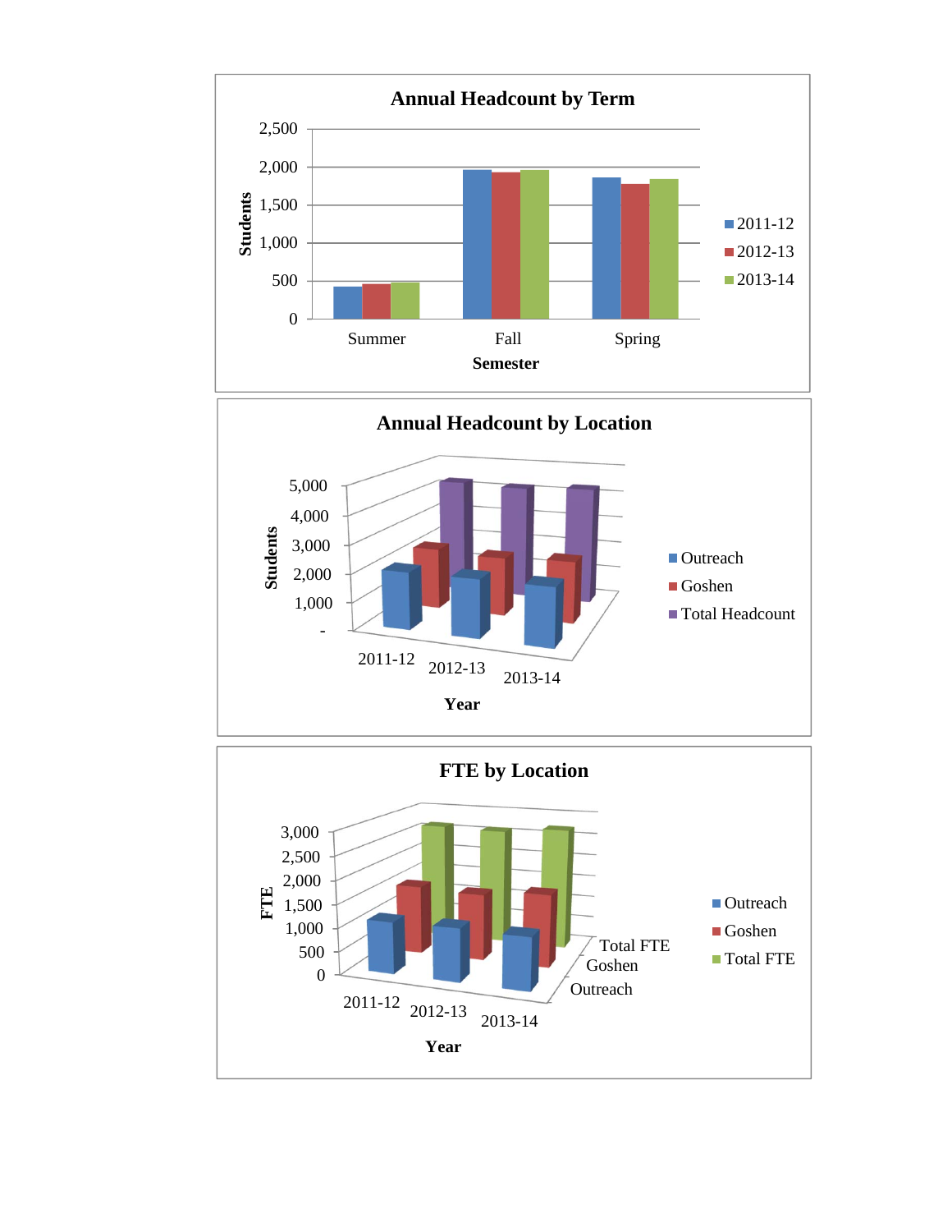**Annual Headcount by Term**

Students: 0, 500, 1,000, 1,500, 2,000, 2,500

Summer | Fall | Spring

**Semester**

2011-12
2012-13
2013-14

**Annual Headcount by Location**

Students: -, 1,000, 2,000, 3,000, 4,000, 5,000

2011-12 | 2012-13 | 2013-14

**Year**

Outreach
Goshen
Total Headcount

**FTE by Location**

FTE: 0, 500, 1,000, 1,500, 2,000, 2,500, 3,000

2011-12 | 2012-13 | 2013-14

Total FTE
Goshen
Outreach

**Year**

Outreach
Goshen
Total FTE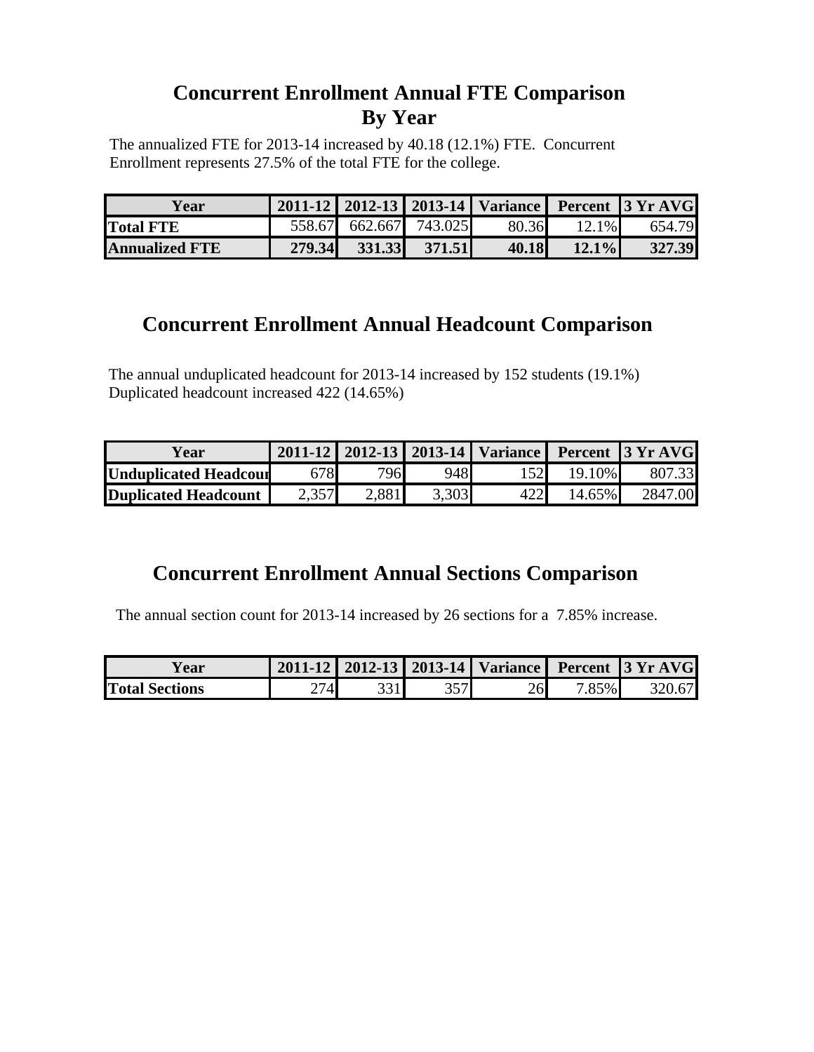# Concurrent Enrollment Annual FTE Comparison By Year

The annualized FTE for 2013-14 increased by 40.18 (12.1%) FTE. Concurrent Enrollment represents 27.5% of the total FTE for the college.

| Year | 2011-12 | 2012-13 | 2013-14 | Variance | Percent | 3 Yr AVG |
|---|---|---|---|---|---|---|
| **Total FTE** | 558.67 | 662.667 | 743.025 | 80.36 | 12.1% | 654.79 |
| **Annualized FTE** | **279.34** | **331.33** | **371.51** | **40.18** | **12.1%** | **327.39** |

# Concurrent Enrollment Annual Headcount Comparison

The annual unduplicated headcount for 2013-14 increased by 152 students (19.1%) Duplicated headcount increased 422 (14.65%)

| Year | 2011-12 | 2012-13 | 2013-14 | Variance | Percent | 3 Yr AVG |
|---|---|---|---|---|---|---|
| **Unduplicated Headcour** | 678 | 796 | 948 | 152 | 19.10% | 807.33 |
| **Duplicated Headcount** | 2,357 | 2,881 | 3,303 | 422 | 14.65% | 2847.00 |

# Concurrent Enrollment Annual Sections Comparison

The annual section count for 2013-14 increased by 26 sections for a 7.85% increase.

| Year | 2011-12 | 2012-13 | 2013-14 | Variance | Percent | 3 Yr AVG |
|---|---|---|---|---|---|---|
| **Total Sections** | 274 | 331 | 357 | 26 | 7.85% | 320.67 |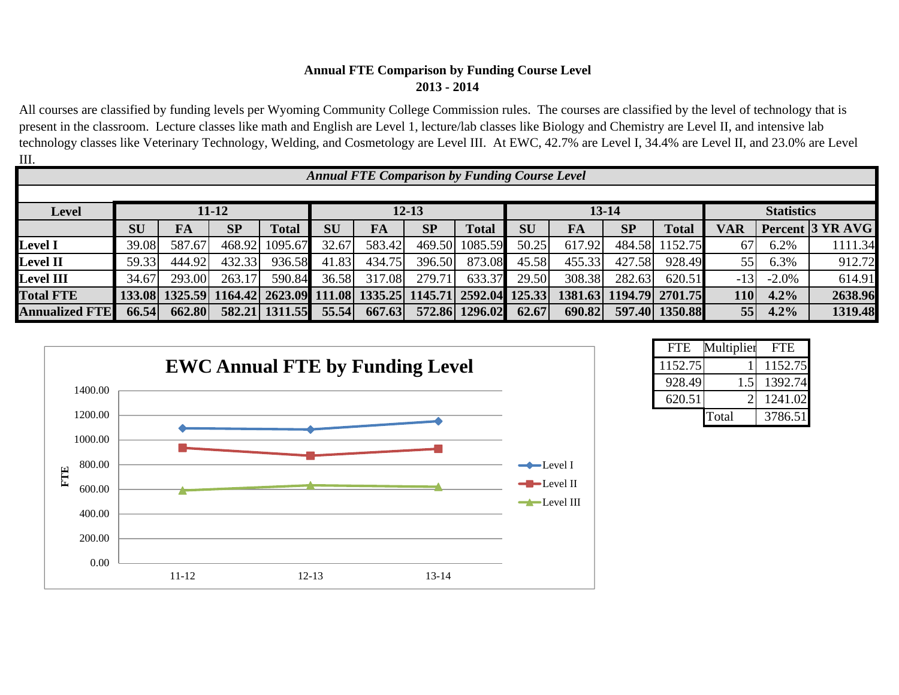**Annual FTE Comparison by Funding Course Level**
**2013 - 2014**

All courses are classified by funding levels per Wyoming Community College Commission rules. The courses are classified by the level of technology that is present in the classroom. Lecture classes like math and English are Level 1, lecture/lab classes like Biology and Chemistry are Level II, and intensive lab technology classes like Veterinary Technology, Welding, and Cosmetology are Level III. At EWC, 42.7% are Level I, 34.4% are Level II, and 23.0% are Level III.

***Annual FTE Comparison by Funding Course Level***

| Level | 11-12 | | | | 12-13 | | | | 13-14 | | | | Statistics | | |
|---|---|---|---|---|---|---|---|---|---|---|---|---|---|---|---|
| | SU | FA | SP | Total | SU | FA | SP | Total | SU | FA | SP | Total | VAR | Percent | 3 YR AVG |
| **Level I** | 39.08 | 587.67 | 468.92 | 1095.67 | 32.67 | 583.42 | 469.50 | 1085.59 | 50.25 | 617.92 | 484.58 | 1152.75 | 67 | 6.2% | 1111.34 |
| **Level II** | 59.33 | 444.92 | 432.33 | 936.58 | 41.83 | 434.75 | 396.50 | 873.08 | 45.58 | 455.33 | 427.58 | 928.49 | 55 | 6.3% | 912.72 |
| **Level III** | 34.67 | 293.00 | 263.17 | 590.84 | 36.58 | 317.08 | 279.71 | 633.37 | 29.50 | 308.38 | 282.63 | 620.51 | -13 | -2.0% | 614.91 |
| **Total FTE** | **133.08** | **1325.59** | **1164.42** | **2623.09** | **111.08** | **1335.25** | **1145.71** | **2592.04** | **125.33** | **1381.63** | **1194.79** | **2701.75** | **110** | **4.2%** | **2638.96** |
| **Annualized FTE** | **66.54** | **662.80** | **582.21** | **1311.55** | **55.54** | **667.63** | **572.86** | **1296.02** | **62.67** | **690.82** | **597.40** | **1350.88** | **55** | **4.2%** | **1319.48** |

EWC Annual FTE by Funding Level

FTE

1400.00
1200.00
1000.00
800.00
600.00
400.00
200.00
0.00

11-12
12-13
13-14

Level I
Level II
Level III

| FTE | Multiplier | FTE |
|---|---|---|
| 1152.75 | 1 | 1152.75 |
| 928.49 | 1.5 | 1392.74 |
| 620.51 | 2 | 1241.02 |
| | Total | 3786.51 |